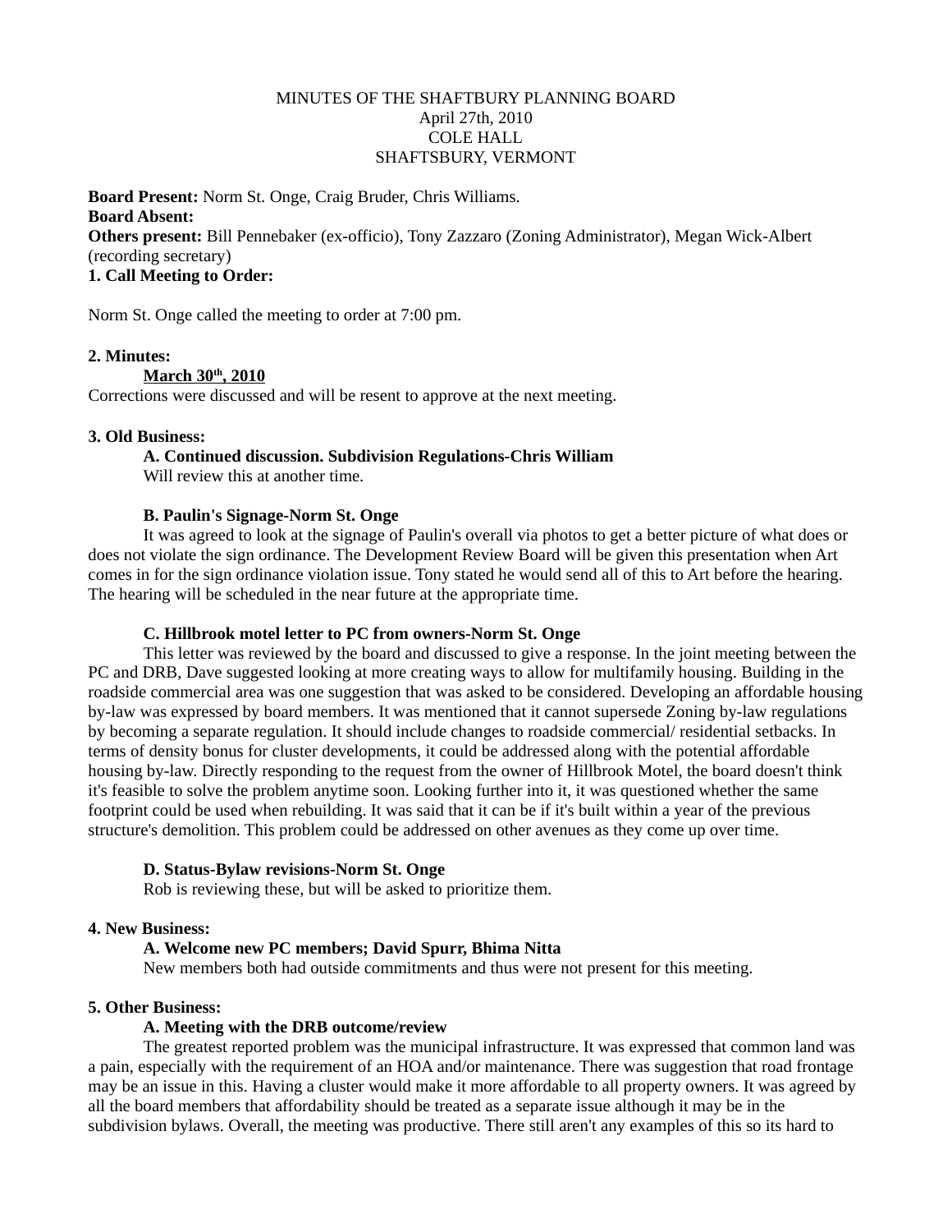MINUTES OF THE SHAFTBURY PLANNING BOARD
April 27th, 2010
COLE HALL
SHAFTSBURY, VERMONT

**Board Present:** Norm St. Onge, Craig Bruder, Chris Williams.
**Board Absent:**
**Others present:** Bill Pennebaker (ex-officio), Tony Zazzaro (Zoning Administrator), Megan Wick-Albert (recording secretary)

**1. Call Meeting to Order:**

Norm St. Onge called the meeting to order at 7:00 pm.

**2. Minutes:**

**March 30th, 2010**

Corrections were discussed and will be resent to approve at the next meeting.

**3. Old Business:**

**A. Continued discussion. Subdivision Regulations-Chris William**

Will review this at another time.

**B. Paulin's Signage-Norm St. Onge**

It was agreed to look at the signage of Paulin's overall via photos to get a better picture of what does or does not violate the sign ordinance. The Development Review Board will be given this presentation when Art comes in for the sign ordinance violation issue. Tony stated he would send all of this to Art before the hearing. The hearing will be scheduled in the near future at the appropriate time.

**C. Hillbrook motel letter to PC from owners-Norm St. Onge**

This letter was reviewed by the board and discussed to give a response. In the joint meeting between the PC and DRB, Dave suggested looking at more creating ways to allow for multifamily housing. Building in the roadside commercial area was one suggestion that was asked to be considered. Developing an affordable housing by-law was expressed by board members. It was mentioned that it cannot supersede Zoning by-law regulations by becoming a separate regulation. It should include changes to roadside commercial/ residential setbacks. In terms of density bonus for cluster developments, it could be addressed along with the potential affordable housing by-law. Directly responding to the request from the owner of Hillbrook Motel, the board doesn't think it's feasible to solve the problem anytime soon. Looking further into it, it was questioned whether the same footprint could be used when rebuilding. It was said that it can be if it's built within a year of the previous structure's demolition. This problem could be addressed on other avenues as they come up over time.

**D. Status-Bylaw revisions-Norm St. Onge**

Rob is reviewing these, but will be asked to prioritize them.

**4. New Business:**

**A. Welcome new PC members; David Spurr, Bhima Nitta**

New members both had outside commitments and thus were not present for this meeting.

**5. Other Business:**

**A. Meeting with the DRB outcome/review**

The greatest reported problem was the municipal infrastructure. It was expressed that common land was a pain, especially with the requirement of an HOA and/or maintenance. There was suggestion that road frontage may be an issue in this. Having a cluster would make it more affordable to all property owners. It was agreed by all the board members that affordability should be treated as a separate issue although it may be in the subdivision bylaws. Overall, the meeting was productive. There still aren't any examples of this so its hard to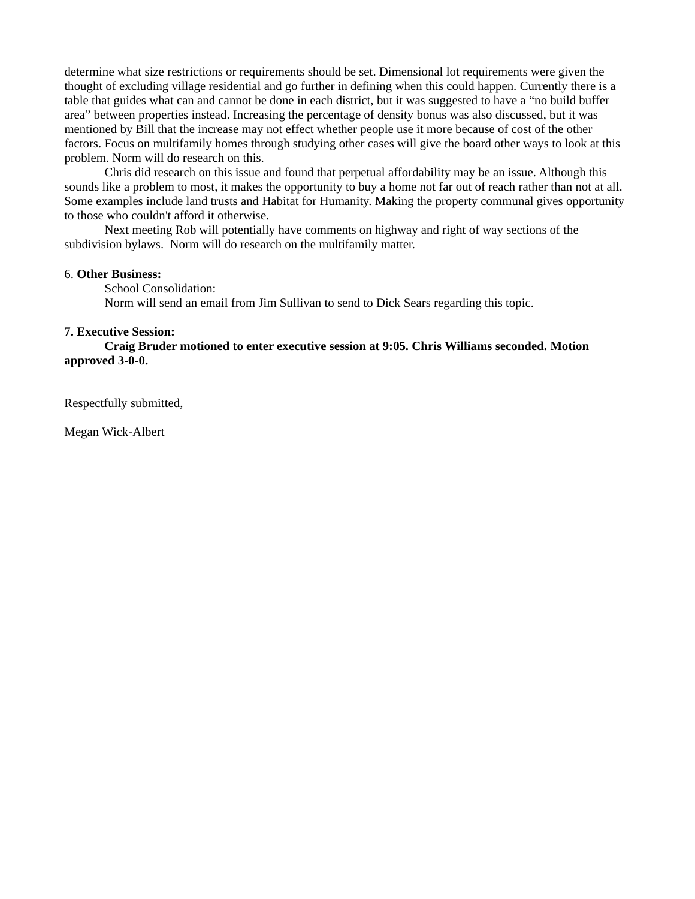determine what size restrictions or requirements should be set. Dimensional lot requirements were given the thought of excluding village residential and go further in defining when this could happen. Currently there is a table that guides what can and cannot be done in each district, but it was suggested to have a “no build buffer area” between properties instead. Increasing the percentage of density bonus was also discussed, but it was mentioned by Bill that the increase may not effect whether people use it more because of cost of the other factors. Focus on multifamily homes through studying other cases will give the board other ways to look at this problem. Norm will do research on this.

Chris did research on this issue and found that perpetual affordability may be an issue. Although this sounds like a problem to most, it makes the opportunity to buy a home not far out of reach rather than not at all. Some examples include land trusts and Habitat for Humanity. Making the property communal gives opportunity to those who couldn't afford it otherwise.

Next meeting Rob will potentially have comments on highway and right of way sections of the subdivision bylaws. Norm will do research on the multifamily matter.

6. **Other Business:**

School Consolidation:

Norm will send an email from Jim Sullivan to send to Dick Sears regarding this topic.

**7. Executive Session:**

**Craig Bruder motioned to enter executive session at 9:05. Chris Williams seconded. Motion approved 3-0-0.**

Respectfully submitted,

Megan Wick-Albert